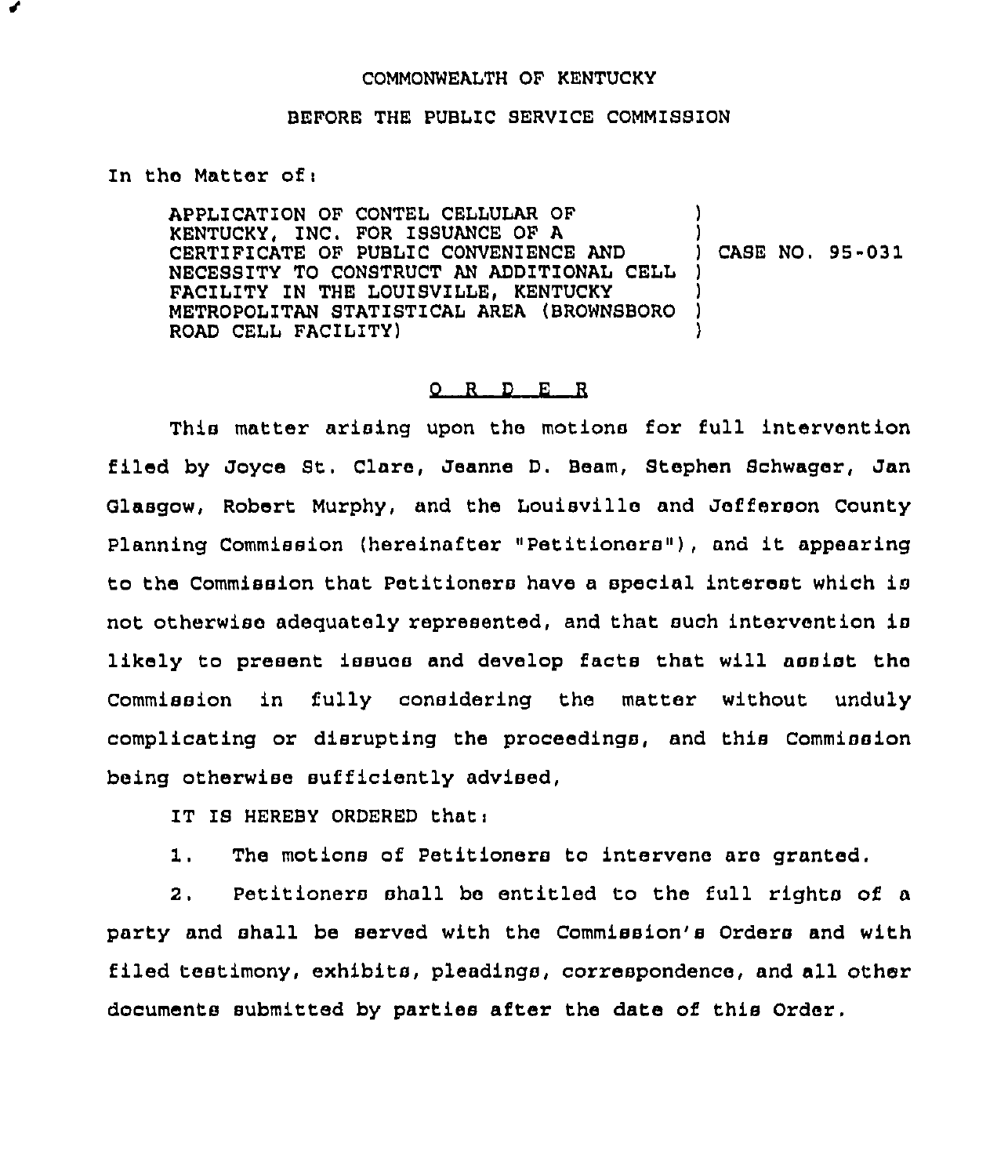COMMONWEALTH OF KENTUCKY

BEFORE THE PUBLIC SERVICE COMMISSION

In the Matter of:

APPLICATION OF CONTEL CELLULAR OF KENTUCKY, INC. FOR ISSUANCE OF A CERTIFICATE OF PUBLIC CONVENIENCE AND NECESSITY TO CONSTRUCT AN ADDITIONAL CELL FACILITY IN THE LOUISVILLE, KENTUCKY METROPOLITAN STATISTICAL AREA (BROWNSBORO ROAD CELL FACILITY) ) CASE NO. 95-031

## O R D E R

This matter arising upon the motions for full intervention filed by Joyce St. Clare, Jeanne D. Beam, Stephen Schwager, Jan Glasgow, Robert Murphy, and the Louisville and Jefferson County Planning Commission (hereinafter "Petitioners"), and it appearing to the Commission that Petitioners have a special interest which is not otherwise adequately represented, and that such intervention is likely to present issues and develop facts that will assist the Commission in fully considering the matter without unduly complicating or disrupting the proceedings, and this Commission being otherwise sufficiently advised,

IT IS HEREBY ORDERED that:

1. The motions of Petitioners to intervene are granted.

2. Petitioners shall be entitled to the full rights of a party and shall be served with the Commission's Orders and with filed testimony, exhibits, pleadings, correspondence, and all other documents submitted by parties after the date of this Order.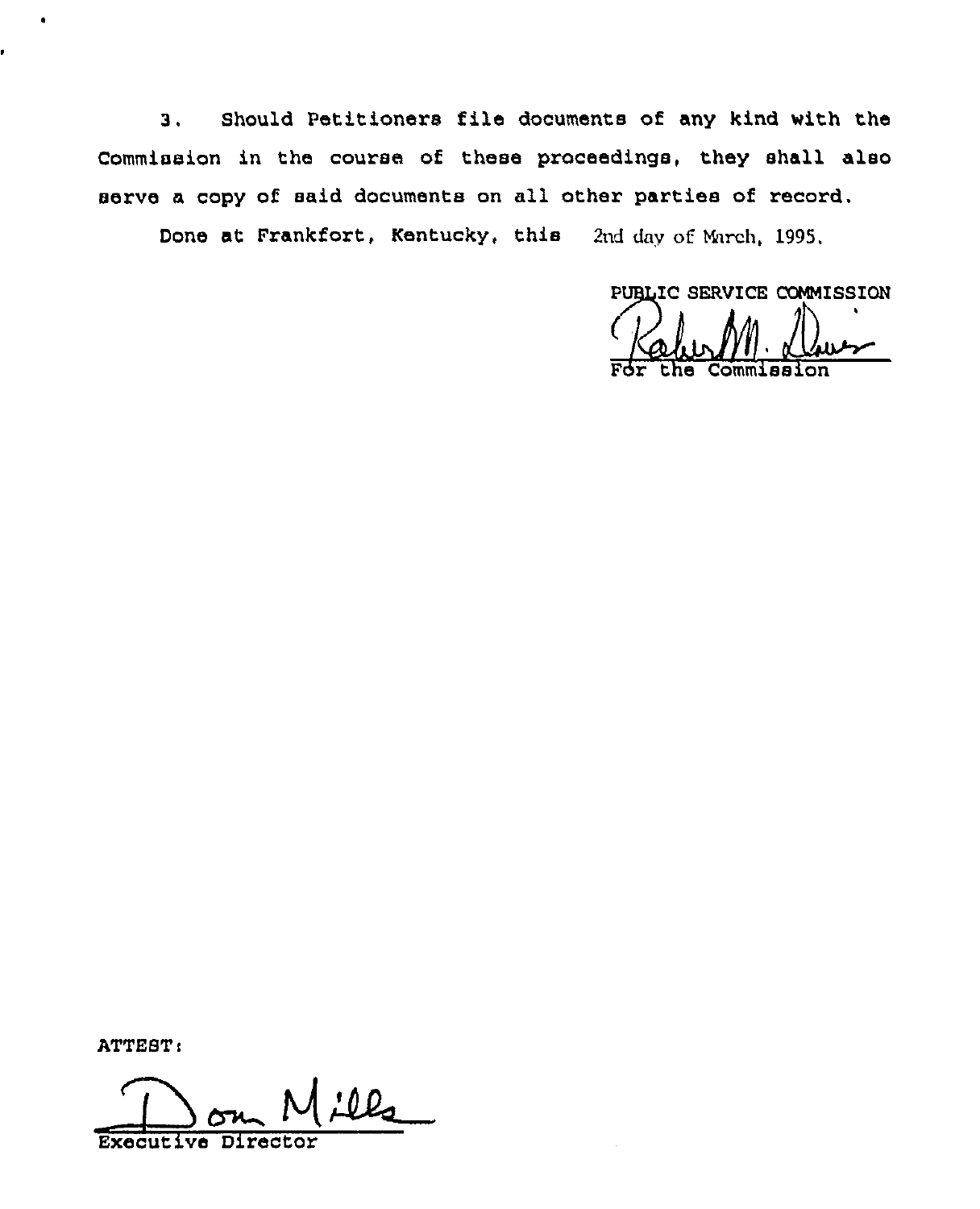3. Should Petitioners file documents of any kind with the Commission in the course of these proceedings, they shall also serve a copy of said documents on all other parties of record.

Done at Frankfort, Kentucky, this 2nd day of March, 1995.

PUBLIC SERVICE COMMISSION

For the Commission

ATTEST:

Executive Director